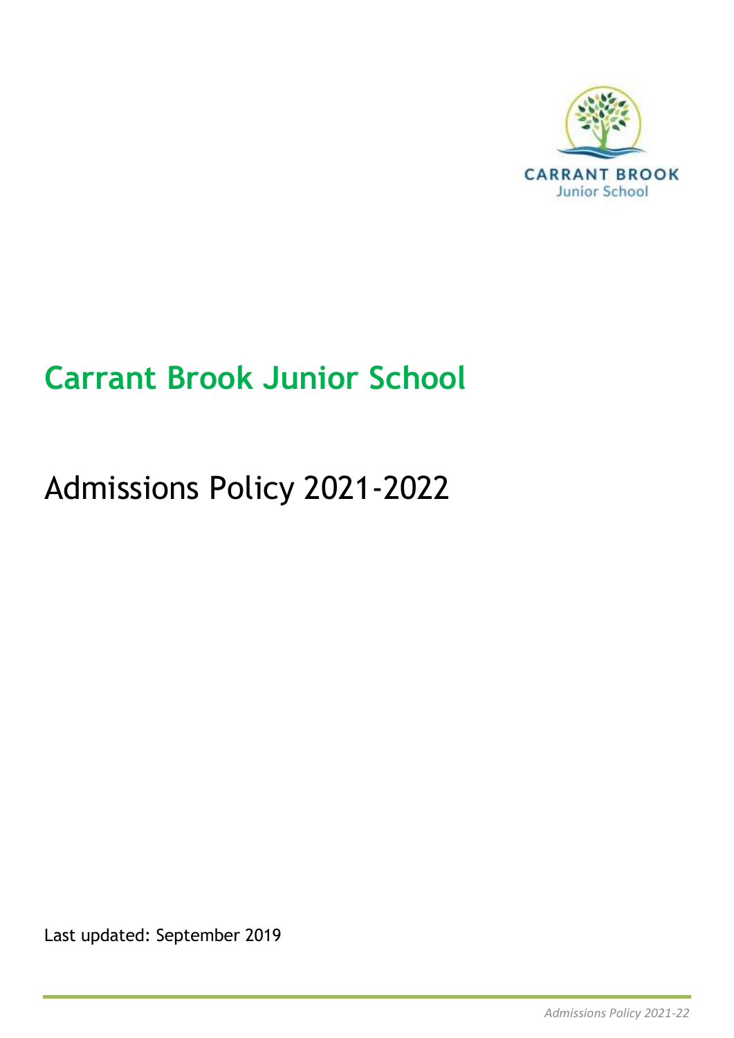# Carrant Brook Junior School

## Admissions Policy 2021-2022

Last updated: September 2019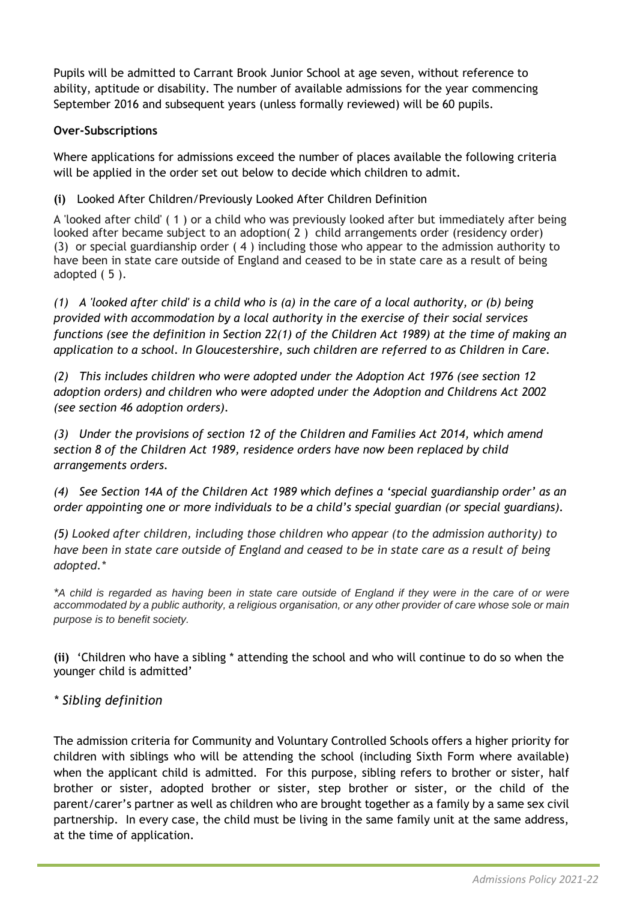Pupils will be admitted to Carrant Brook Junior School at age seven, without reference to ability, aptitude or disability. The number of available admissions for the year commencing September 2016 and subsequent years (unless formally reviewed) will be 60 pupils.

**Over-Subscriptions**

Where applications for admissions exceed the number of places available the following criteria will be applied in the order set out below to decide which children to admit.

**(i)** Looked After Children/Previously Looked After Children Definition

A 'looked after child' ( 1 ) or a child who was previously looked after but immediately after being looked after became subject to an adoption( 2 ) child arrangements order (residency order) (3) or special guardianship order ( 4 ) including those who appear to the admission authority to have been in state care outside of England and ceased to be in state care as a result of being adopted ( 5 ).

*(1) A 'looked after child' is a child who is (a) in the care of a local authority, or (b) being provided with accommodation by a local authority in the exercise of their social services functions (see the definition in Section 22(1) of the Children Act 1989) at the time of making an application to a school. In Gloucestershire, such children are referred to as Children in Care.*

*(2) This includes children who were adopted under the Adoption Act 1976 (see section 12 adoption orders) and children who were adopted under the Adoption and Childrens Act 2002 (see section 46 adoption orders).*

*(3) Under the provisions of section 12 of the Children and Families Act 2014, which amend section 8 of the Children Act 1989, residence orders have now been replaced by child arrangements orders.*

*(4) See Section 14A of the Children Act 1989 which defines a 'special guardianship order' as an order appointing one or more individuals to be a child's special guardian (or special guardians).*

*(5) Looked after children, including those children who appear (to the admission authority) to have been in state care outside of England and ceased to be in state care as a result of being adopted.**

**A child is regarded as having been in state care outside of England if they were in the care of or were accommodated by a public authority, a religious organisation, or any other provider of care whose sole or main purpose is to benefit society.*

**(ii)** 'Children who have a sibling * attending the school and who will continue to do so when the younger child is admitted'

*\* Sibling definition*

The admission criteria for Community and Voluntary Controlled Schools offers a higher priority for children with siblings who will be attending the school (including Sixth Form where available) when the applicant child is admitted. For this purpose, sibling refers to brother or sister, half brother or sister, adopted brother or sister, step brother or sister, or the child of the parent/carer's partner as well as children who are brought together as a family by a same sex civil partnership. In every case, the child must be living in the same family unit at the same address, at the time of application.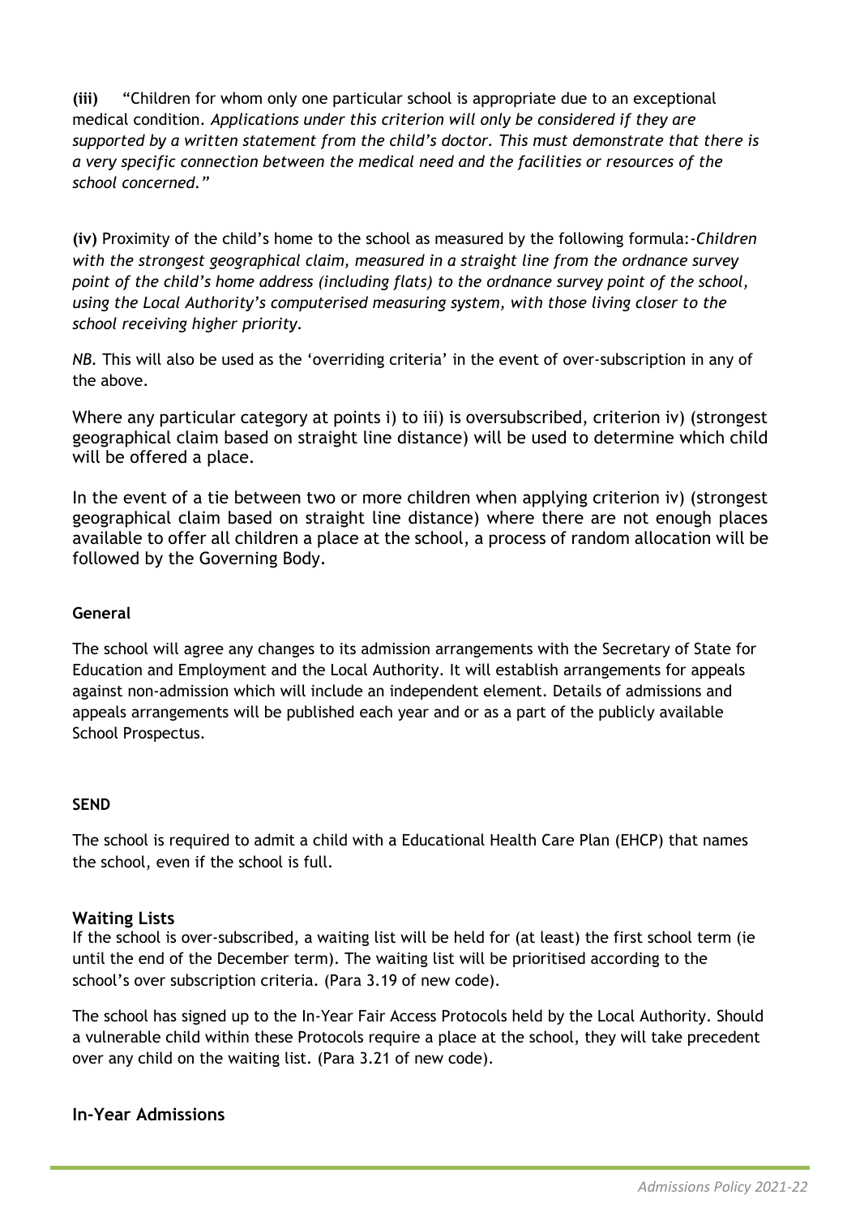**(iii)** "Children for whom only one particular school is appropriate due to an exceptional medical condition. *Applications under this criterion will only be considered if they are supported by a written statement from the child's doctor. This must demonstrate that there is a very specific connection between the medical need and the facilities or resources of the school concerned."*

**(iv)** Proximity of the child's home to the school as measured by the following formula:-*Children with the strongest geographical claim, measured in a straight line from the ordnance survey point of the child's home address (including flats) to the ordnance survey point of the school, using the Local Authority's computerised measuring system, with those living closer to the school receiving higher priority.*

*NB.* This will also be used as the 'overriding criteria' in the event of over-subscription in any of the above.

Where any particular category at points i) to iii) is oversubscribed, criterion iv) (strongest geographical claim based on straight line distance) will be used to determine which child will be offered a place.

In the event of a tie between two or more children when applying criterion iv) (strongest geographical claim based on straight line distance) where there are not enough places available to offer all children a place at the school, a process of random allocation will be followed by the Governing Body.

**General**

The school will agree any changes to its admission arrangements with the Secretary of State for Education and Employment and the Local Authority. It will establish arrangements for appeals against non-admission which will include an independent element. Details of admissions and appeals arrangements will be published each year and or as a part of the publicly available School Prospectus.

**SEND**

The school is required to admit a child with a Educational Health Care Plan (EHCP) that names the school, even if the school is full.

## Waiting Lists

If the school is over-subscribed, a waiting list will be held for (at least) the first school term (ie until the end of the December term). The waiting list will be prioritised according to the school's over subscription criteria. (Para 3.19 of new code).

The school has signed up to the In-Year Fair Access Protocols held by the Local Authority. Should a vulnerable child within these Protocols require a place at the school, they will take precedent over any child on the waiting list. (Para 3.21 of new code).

## In-Year Admissions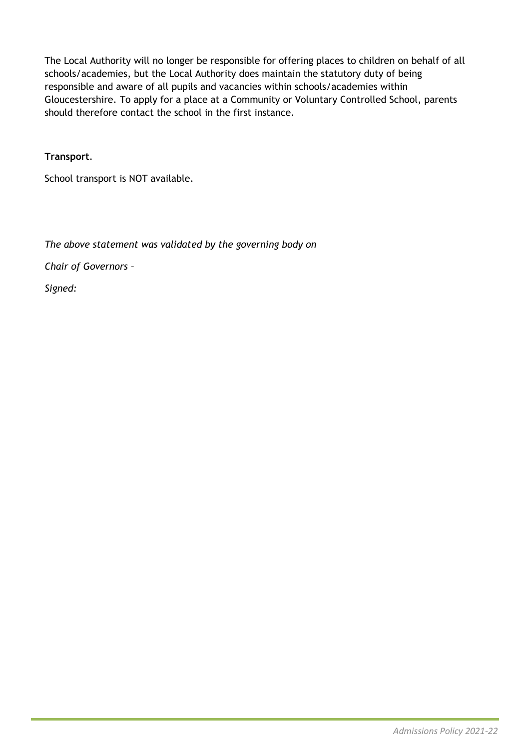The Local Authority will no longer be responsible for offering places to children on behalf of all schools/academies, but the Local Authority does maintain the statutory duty of being responsible and aware of all pupils and vacancies within schools/academies within Gloucestershire. To apply for a place at a Community or Voluntary Controlled School, parents should therefore contact the school in the first instance.

**Transport**.

School transport is NOT available.

*The above statement was validated by the governing body on*

*Chair of Governors –*

*Signed:*